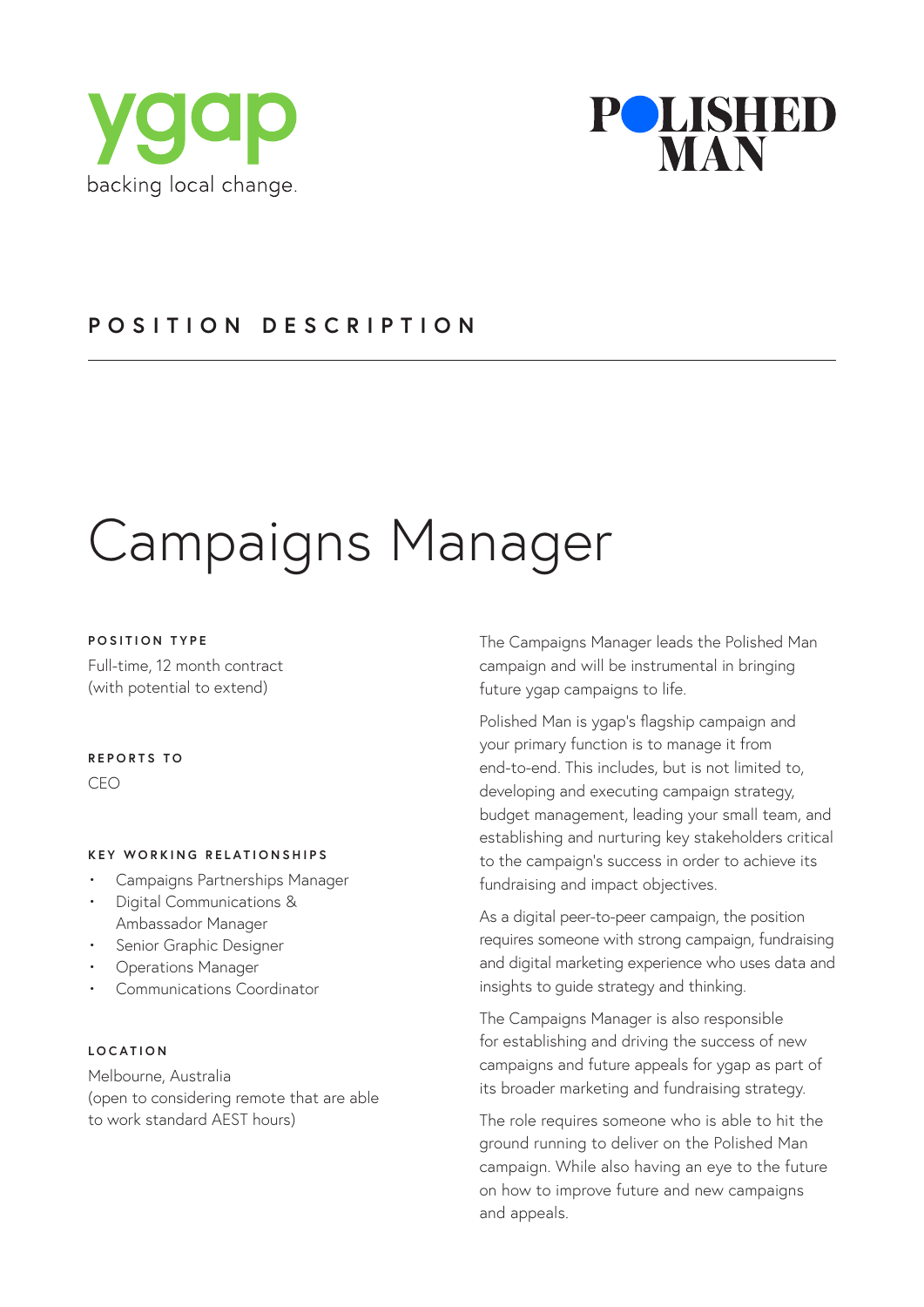ygap
backing local change.

POLISHED MAN

## POSITION DESCRIPTION

# Campaigns Manager

**POSITION TYPE**

Full-time, 12 month contract (with potential to extend)

**REPORTS TO**

CEO

**KEY WORKING RELATIONSHIPS**

- Campaigns Partnerships Manager
- Digital Communications & Ambassador Manager
- Senior Graphic Designer
- Operations Manager
- Communications Coordinator

**LOCATION**

Melbourne, Australia
(open to considering remote that are able to work standard AEST hours)

The Campaigns Manager leads the Polished Man campaign and will be instrumental in bringing future ygap campaigns to life.

Polished Man is ygap's flagship campaign and your primary function is to manage it from end-to-end. This includes, but is not limited to, developing and executing campaign strategy, budget management, leading your small team, and establishing and nurturing key stakeholders critical to the campaign's success in order to achieve its fundraising and impact objectives.

As a digital peer-to-peer campaign, the position requires someone with strong campaign, fundraising and digital marketing experience who uses data and insights to guide strategy and thinking.

The Campaigns Manager is also responsible for establishing and driving the success of new campaigns and future appeals for ygap as part of its broader marketing and fundraising strategy.

The role requires someone who is able to hit the ground running to deliver on the Polished Man campaign. While also having an eye to the future on how to improve future and new campaigns and appeals.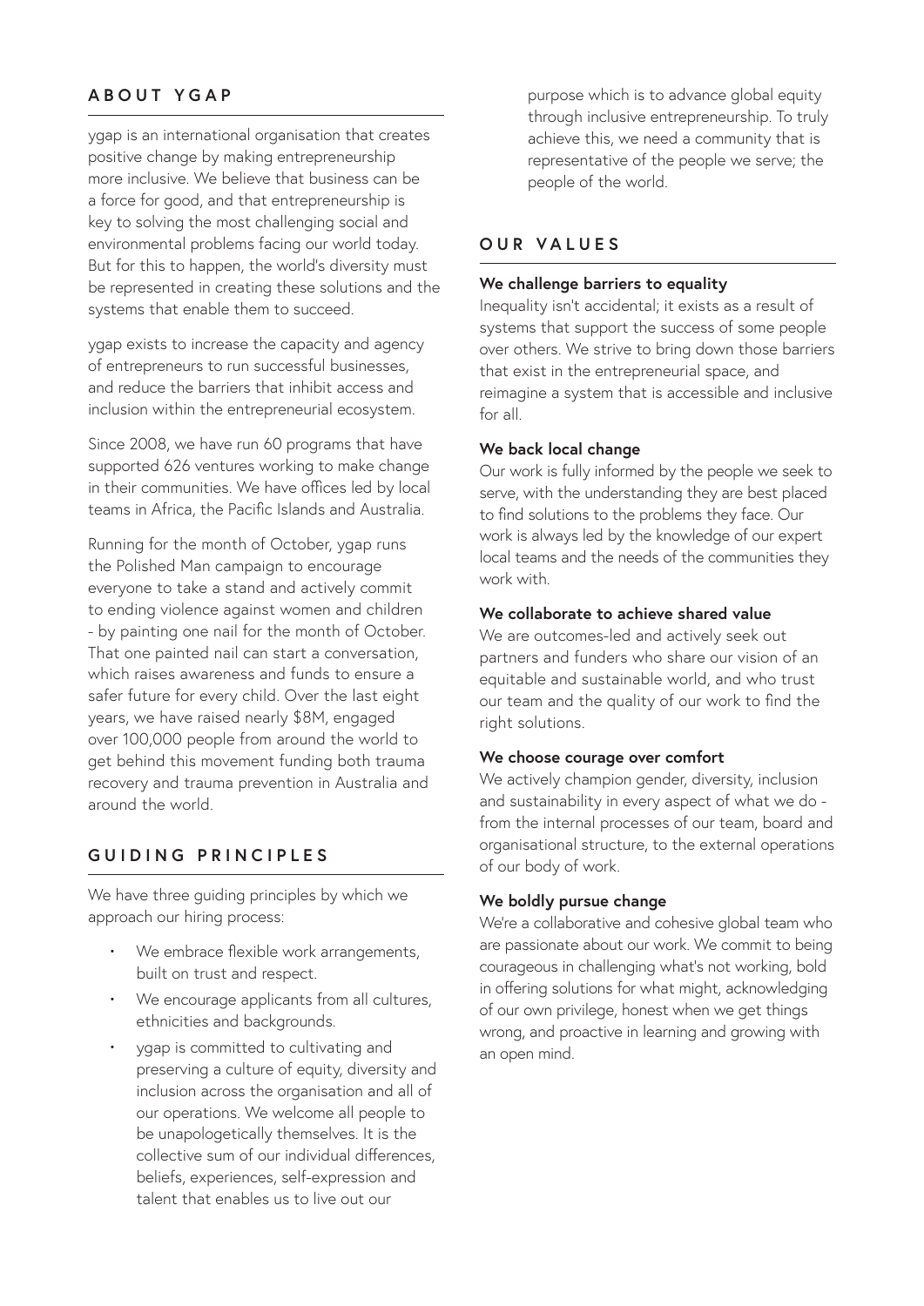## ABOUT YGAP

ygap is an international organisation that creates positive change by making entrepreneurship more inclusive. We believe that business can be a force for good, and that entrepreneurship is key to solving the most challenging social and environmental problems facing our world today. But for this to happen, the world's diversity must be represented in creating these solutions and the systems that enable them to succeed.

ygap exists to increase the capacity and agency of entrepreneurs to run successful businesses, and reduce the barriers that inhibit access and inclusion within the entrepreneurial ecosystem.

Since 2008, we have run 60 programs that have supported 626 ventures working to make change in their communities. We have offices led by local teams in Africa, the Pacific Islands and Australia.

Running for the month of October, ygap runs the Polished Man campaign to encourage everyone to take a stand and actively commit to ending violence against women and children - by painting one nail for the month of October. That one painted nail can start a conversation, which raises awareness and funds to ensure a safer future for every child. Over the last eight years, we have raised nearly $8M, engaged over 100,000 people from around the world to get behind this movement funding both trauma recovery and trauma prevention in Australia and around the world.

## GUIDING PRINCIPLES

We have three guiding principles by which we approach our hiring process:

- We embrace flexible work arrangements, built on trust and respect.
- We encourage applicants from all cultures, ethnicities and backgrounds.
- ygap is committed to cultivating and preserving a culture of equity, diversity and inclusion across the organisation and all of our operations. We welcome all people to be unapologetically themselves. It is the collective sum of our individual differences, beliefs, experiences, self-expression and talent that enables us to live out our purpose which is to advance global equity through inclusive entrepreneurship. To truly achieve this, we need a community that is representative of the people we serve; the people of the world.

## OUR VALUES

**We challenge barriers to equality**
Inequality isn't accidental; it exists as a result of systems that support the success of some people over others. We strive to bring down those barriers that exist in the entrepreneurial space, and reimagine a system that is accessible and inclusive for all.

**We back local change**
Our work is fully informed by the people we seek to serve, with the understanding they are best placed to find solutions to the problems they face. Our work is always led by the knowledge of our expert local teams and the needs of the communities they work with.

**We collaborate to achieve shared value**
We are outcomes-led and actively seek out partners and funders who share our vision of an equitable and sustainable world, and who trust our team and the quality of our work to find the right solutions.

**We choose courage over comfort**
We actively champion gender, diversity, inclusion and sustainability in every aspect of what we do - from the internal processes of our team, board and organisational structure, to the external operations of our body of work.

**We boldly pursue change**
We're a collaborative and cohesive global team who are passionate about our work. We commit to being courageous in challenging what's not working, bold in offering solutions for what might, acknowledging of our own privilege, honest when we get things wrong, and proactive in learning and growing with an open mind.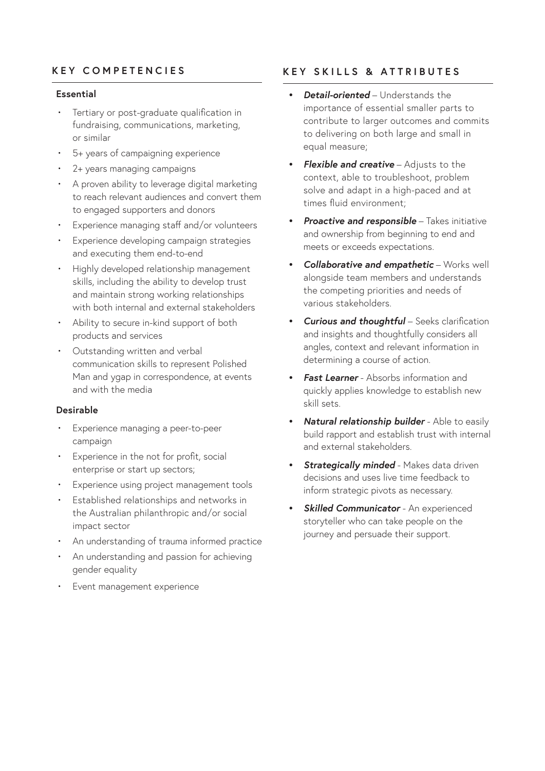## KEY COMPETENCIES

**Essential**

- Tertiary or post-graduate qualification in fundraising, communications, marketing, or similar
- 5+ years of campaigning experience
- 2+ years managing campaigns
- A proven ability to leverage digital marketing to reach relevant audiences and convert them to engaged supporters and donors
- Experience managing staff and/or volunteers
- Experience developing campaign strategies and executing them end-to-end
- Highly developed relationship management skills, including the ability to develop trust and maintain strong working relationships with both internal and external stakeholders
- Ability to secure in-kind support of both products and services
- Outstanding written and verbal communication skills to represent Polished Man and ygap in correspondence, at events and with the media

**Desirable**

- Experience managing a peer-to-peer campaign
- Experience in the not for profit, social enterprise or start up sectors;
- Experience using project management tools
- Established relationships and networks in the Australian philanthropic and/or social impact sector
- An understanding of trauma informed practice
- An understanding and passion for achieving gender equality
- Event management experience

## KEY SKILLS & ATTRIBUTES

- ***Detail-oriented*** – Understands the importance of essential smaller parts to contribute to larger outcomes and commits to delivering on both large and small in equal measure;
- ***Flexible and creative*** – Adjusts to the context, able to troubleshoot, problem solve and adapt in a high-paced and at times fluid environment;
- ***Proactive and responsible*** – Takes initiative and ownership from beginning to end and meets or exceeds expectations.
- ***Collaborative and empathetic*** – Works well alongside team members and understands the competing priorities and needs of various stakeholders.
- ***Curious and thoughtful*** – Seeks clarification and insights and thoughtfully considers all angles, context and relevant information in determining a course of action.
- ***Fast Learner*** - Absorbs information and quickly applies knowledge to establish new skill sets.
- ***Natural relationship builder*** - Able to easily build rapport and establish trust with internal and external stakeholders.
- ***Strategically minded*** - Makes data driven decisions and uses live time feedback to inform strategic pivots as necessary.
- ***Skilled Communicator*** - An experienced storyteller who can take people on the journey and persuade their support.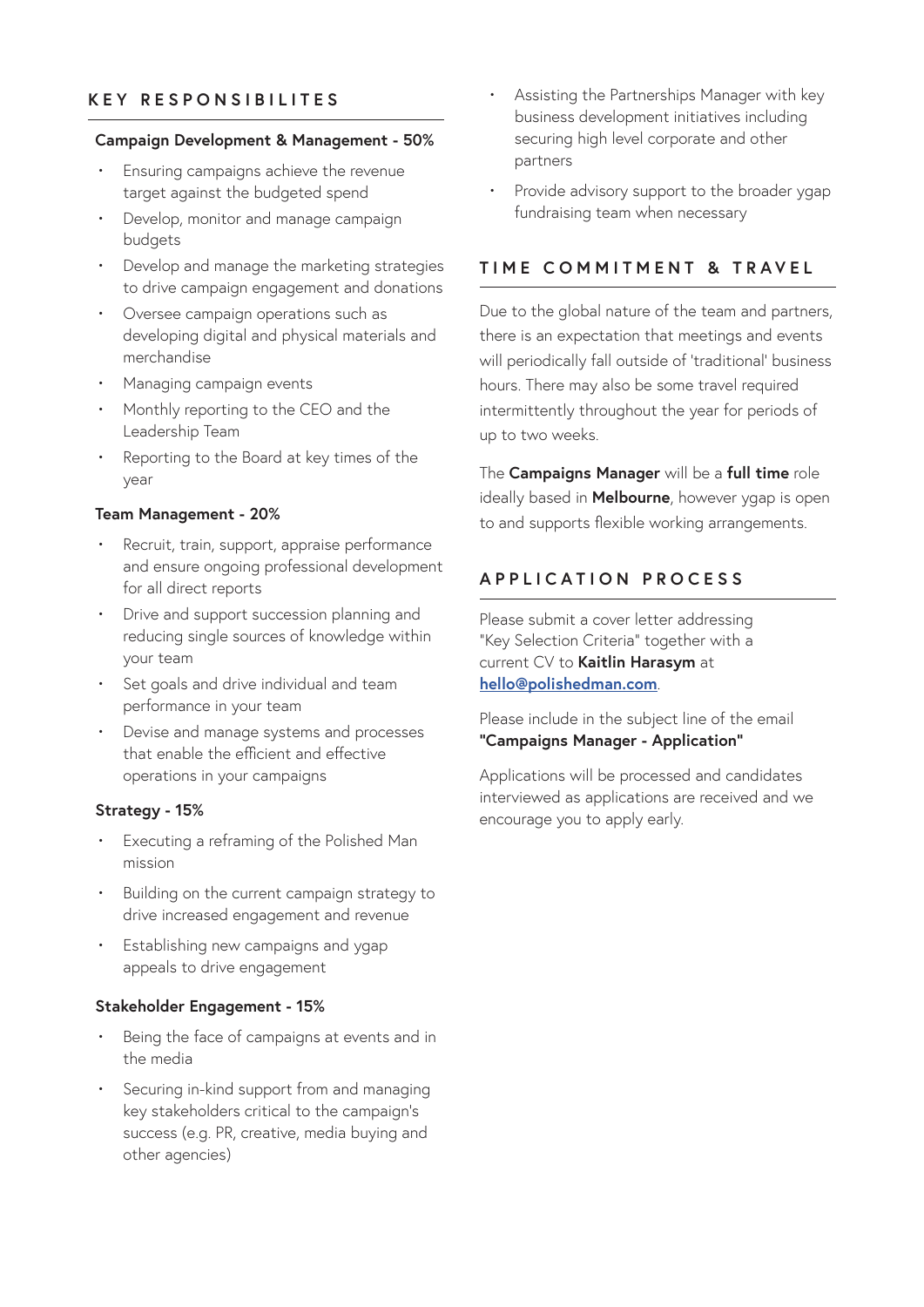## KEY RESPONSIBILITES

**Campaign Development & Management - 50%**

- Ensuring campaigns achieve the revenue target against the budgeted spend
- Develop, monitor and manage campaign budgets
- Develop and manage the marketing strategies to drive campaign engagement and donations
- Oversee campaign operations such as developing digital and physical materials and merchandise
- Managing campaign events
- Monthly reporting to the CEO and the Leadership Team
- Reporting to the Board at key times of the year

**Team Management - 20%**

- Recruit, train, support, appraise performance and ensure ongoing professional development for all direct reports
- Drive and support succession planning and reducing single sources of knowledge within your team
- Set goals and drive individual and team performance in your team
- Devise and manage systems and processes that enable the efficient and effective operations in your campaigns

**Strategy - 15%**

- Executing a reframing of the Polished Man mission
- Building on the current campaign strategy to drive increased engagement and revenue
- Establishing new campaigns and ygap appeals to drive engagement

**Stakeholder Engagement - 15%**

- Being the face of campaigns at events and in the media
- Securing in-kind support from and managing key stakeholders critical to the campaign's success (e.g. PR, creative, media buying and other agencies)
- Assisting the Partnerships Manager with key business development initiatives including securing high level corporate and other partners
- Provide advisory support to the broader ygap fundraising team when necessary

## TIME COMMITMENT & TRAVEL

Due to the global nature of the team and partners, there is an expectation that meetings and events will periodically fall outside of 'traditional' business hours. There may also be some travel required intermittently throughout the year for periods of up to two weeks.

The **Campaigns Manager** will be a **full time** role ideally based in **Melbourne**, however ygap is open to and supports flexible working arrangements.

## APPLICATION PROCESS

Please submit a cover letter addressing "Key Selection Criteria" together with a current CV to **Kaitlin Harasym** at **hello@polishedman.com**.

Please include in the subject line of the email **"Campaigns Manager - Application"**

Applications will be processed and candidates interviewed as applications are received and we encourage you to apply early.